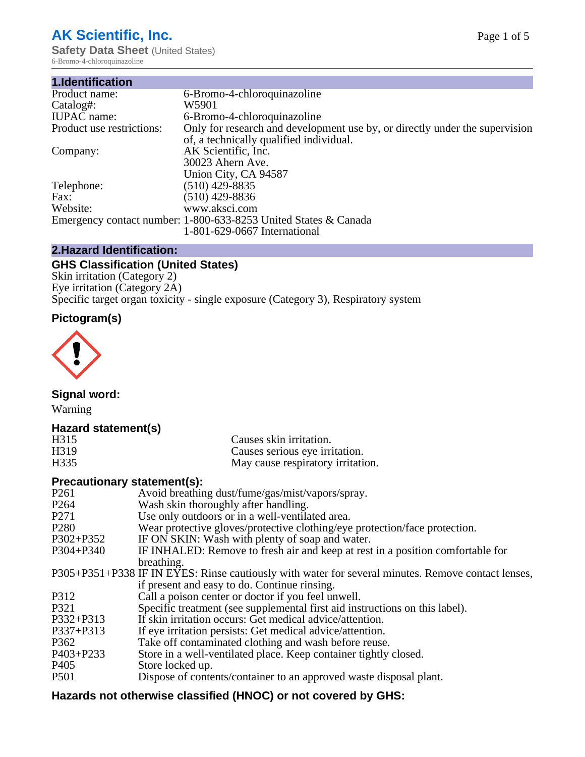# AK Scientific, Inc.

**Safety Data Sheet** (United States)
6-Bromo-4-chloroquinazoline

## 1.Identification

| | |
|---|---|
| Product name: | 6-Bromo-4-chloroquinazoline |
| Catalog#: | W5901 |
| IUPAC name: | 6-Bromo-4-chloroquinazoline |
| Product use restrictions: | Only for research and development use by, or directly under the supervision of, a technically qualified individual. |
| Company: | AK Scientific, Inc.<br>30023 Ahern Ave.<br>Union City, CA 94587 |
| Telephone: | (510) 429-8835 |
| Fax: | (510) 429-8836 |
| Website: | www.aksci.com |
| Emergency contact number: | 1-800-633-8253 United States & Canada<br>1-801-629-0667 International |

## 2.Hazard Identification:

### GHS Classification (United States)

Skin irritation (Category 2)
Eye irritation (Category 2A)
Specific target organ toxicity - single exposure (Category 3), Respiratory system

### Pictogram(s)

### Signal word:

Warning

### Hazard statement(s)

| | |
|---|---|
| H315 | Causes skin irritation. |
| H319 | Causes serious eye irritation. |
| H335 | May cause respiratory irritation. |

### Precautionary statement(s):

| | |
|---|---|
| P261 | Avoid breathing dust/fume/gas/mist/vapors/spray. |
| P264 | Wash skin thoroughly after handling. |
| P271 | Use only outdoors or in a well-ventilated area. |
| P280 | Wear protective gloves/protective clothing/eye protection/face protection. |
| P302+P352 | IF ON SKIN: Wash with plenty of soap and water. |
| P304+P340 | IF INHALED: Remove to fresh air and keep at rest in a position comfortable for breathing. |
| P305+P351+P338 | IF IN EYES: Rinse cautiously with water for several minutes. Remove contact lenses, if present and easy to do. Continue rinsing. |
| P312 | Call a poison center or doctor if you feel unwell. |
| P321 | Specific treatment (see supplemental first aid instructions on this label). |
| P332+P313 | If skin irritation occurs: Get medical advice/attention. |
| P337+P313 | If eye irritation persists: Get medical advice/attention. |
| P362 | Take off contaminated clothing and wash before reuse. |
| P403+P233 | Store in a well-ventilated place. Keep container tightly closed. |
| P405 | Store locked up. |
| P501 | Dispose of contents/container to an approved waste disposal plant. |

### Hazards not otherwise classified (HNOC) or not covered by GHS: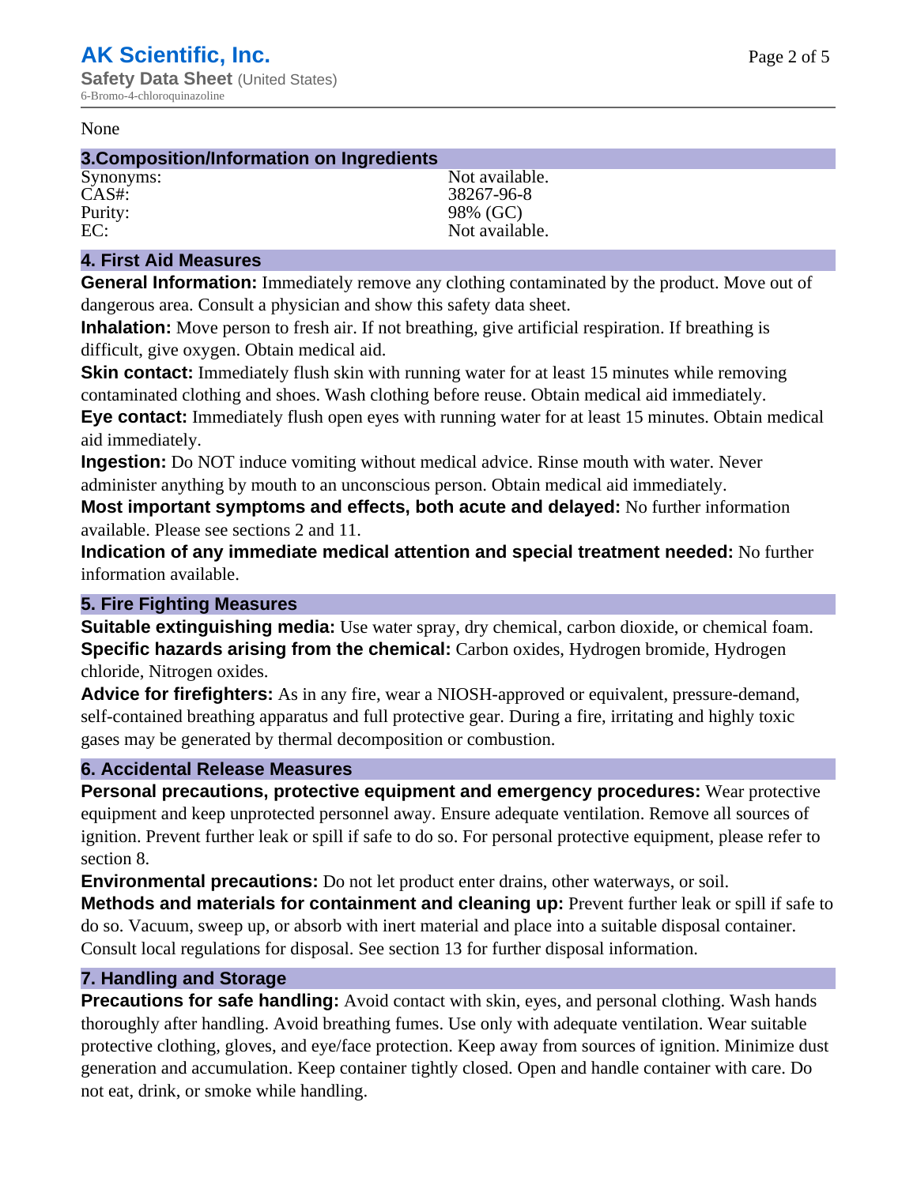None

## 3.Composition/Information on Ingredients

| | |
|---|---|
| Synonyms: | Not available. |
| CAS#: | 38267-96-8 |
| Purity: | 98% (GC) |
| EC: | Not available. |

## 4. First Aid Measures

**General Information:** Immediately remove any clothing contaminated by the product. Move out of dangerous area. Consult a physician and show this safety data sheet.

**Inhalation:** Move person to fresh air. If not breathing, give artificial respiration. If breathing is difficult, give oxygen. Obtain medical aid.

**Skin contact:** Immediately flush skin with running water for at least 15 minutes while removing contaminated clothing and shoes. Wash clothing before reuse. Obtain medical aid immediately.

**Eye contact:** Immediately flush open eyes with running water for at least 15 minutes. Obtain medical aid immediately.

**Ingestion:** Do NOT induce vomiting without medical advice. Rinse mouth with water. Never administer anything by mouth to an unconscious person. Obtain medical aid immediately.

**Most important symptoms and effects, both acute and delayed:** No further information available. Please see sections 2 and 11.

**Indication of any immediate medical attention and special treatment needed:** No further information available.

## 5. Fire Fighting Measures

**Suitable extinguishing media:** Use water spray, dry chemical, carbon dioxide, or chemical foam.

**Specific hazards arising from the chemical:** Carbon oxides, Hydrogen bromide, Hydrogen chloride, Nitrogen oxides.

**Advice for firefighters:** As in any fire, wear a NIOSH-approved or equivalent, pressure-demand, self-contained breathing apparatus and full protective gear. During a fire, irritating and highly toxic gases may be generated by thermal decomposition or combustion.

## 6. Accidental Release Measures

**Personal precautions, protective equipment and emergency procedures:** Wear protective equipment and keep unprotected personnel away. Ensure adequate ventilation. Remove all sources of ignition. Prevent further leak or spill if safe to do so. For personal protective equipment, please refer to section 8.

**Environmental precautions:** Do not let product enter drains, other waterways, or soil.

**Methods and materials for containment and cleaning up:** Prevent further leak or spill if safe to do so. Vacuum, sweep up, or absorb with inert material and place into a suitable disposal container. Consult local regulations for disposal. See section 13 for further disposal information.

## 7. Handling and Storage

**Precautions for safe handling:** Avoid contact with skin, eyes, and personal clothing. Wash hands thoroughly after handling. Avoid breathing fumes. Use only with adequate ventilation. Wear suitable protective clothing, gloves, and eye/face protection. Keep away from sources of ignition. Minimize dust generation and accumulation. Keep container tightly closed. Open and handle container with care. Do not eat, drink, or smoke while handling.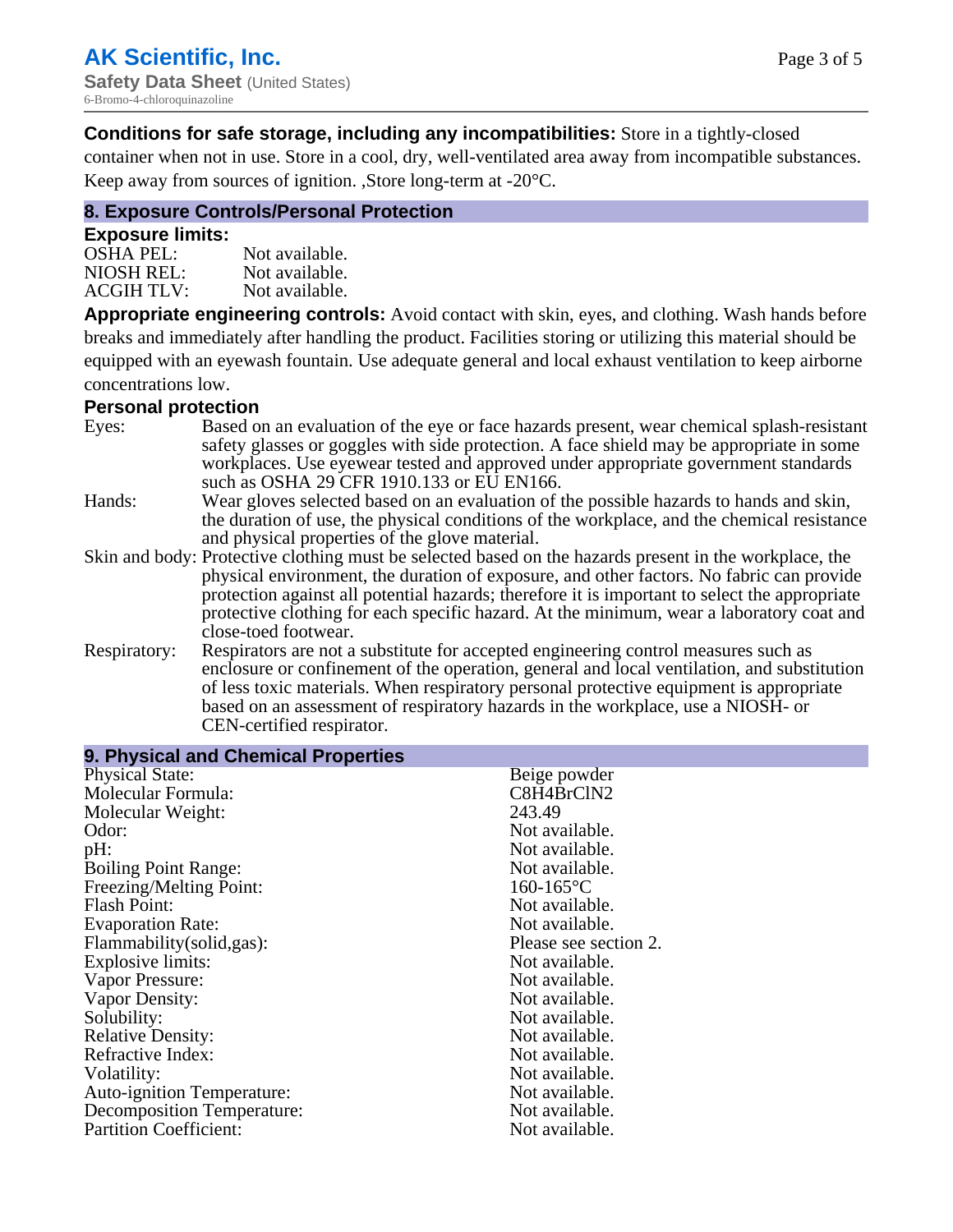**Conditions for safe storage, including any incompatibilities:** Store in a tightly-closed container when not in use. Store in a cool, dry, well-ventilated area away from incompatible substances. Keep away from sources of ignition. ,Store long-term at -20°C.

## 8. Exposure Controls/Personal Protection

### Exposure limits:

| | |
|---|---|
| OSHA PEL: | Not available. |
| NIOSH REL: | Not available. |
| ACGIH TLV: | Not available. |

**Appropriate engineering controls:** Avoid contact with skin, eyes, and clothing. Wash hands before breaks and immediately after handling the product. Facilities storing or utilizing this material should be equipped with an eyewash fountain. Use adequate general and local exhaust ventilation to keep airborne concentrations low.

### Personal protection

| | |
|---|---|
| Eyes: | Based on an evaluation of the eye or face hazards present, wear chemical splash-resistant safety glasses or goggles with side protection. A face shield may be appropriate in some workplaces. Use eyewear tested and approved under appropriate government standards such as OSHA 29 CFR 1910.133 or EU EN166. |
| Hands: | Wear gloves selected based on an evaluation of the possible hazards to hands and skin, the duration of use, the physical conditions of the workplace, and the chemical resistance and physical properties of the glove material. |
| Skin and body: | Protective clothing must be selected based on the hazards present in the workplace, the physical environment, the duration of exposure, and other factors. No fabric can provide protection against all potential hazards; therefore it is important to select the appropriate protective clothing for each specific hazard. At the minimum, wear a laboratory coat and close-toed footwear. |
| Respiratory: | Respirators are not a substitute for accepted engineering control measures such as enclosure or confinement of the operation, general and local ventilation, and substitution of less toxic materials. When respiratory personal protective equipment is appropriate based on an assessment of respiratory hazards in the workplace, use a NIOSH- or CEN-certified respirator. |

## 9. Physical and Chemical Properties

| | |
|---|---|
| Physical State: | Beige powder |
| Molecular Formula: | C8H4BrClN2 |
| Molecular Weight: | 243.49 |
| Odor: | Not available. |
| pH: | Not available. |
| Boiling Point Range: | Not available. |
| Freezing/Melting Point: | 160-165°C |
| Flash Point: | Not available. |
| Evaporation Rate: | Not available. |
| Flammability(solid,gas): | Please see section 2. |
| Explosive limits: | Not available. |
| Vapor Pressure: | Not available. |
| Vapor Density: | Not available. |
| Solubility: | Not available. |
| Relative Density: | Not available. |
| Refractive Index: | Not available. |
| Volatility: | Not available. |
| Auto-ignition Temperature: | Not available. |
| Decomposition Temperature: | Not available. |
| Partition Coefficient: | Not available. |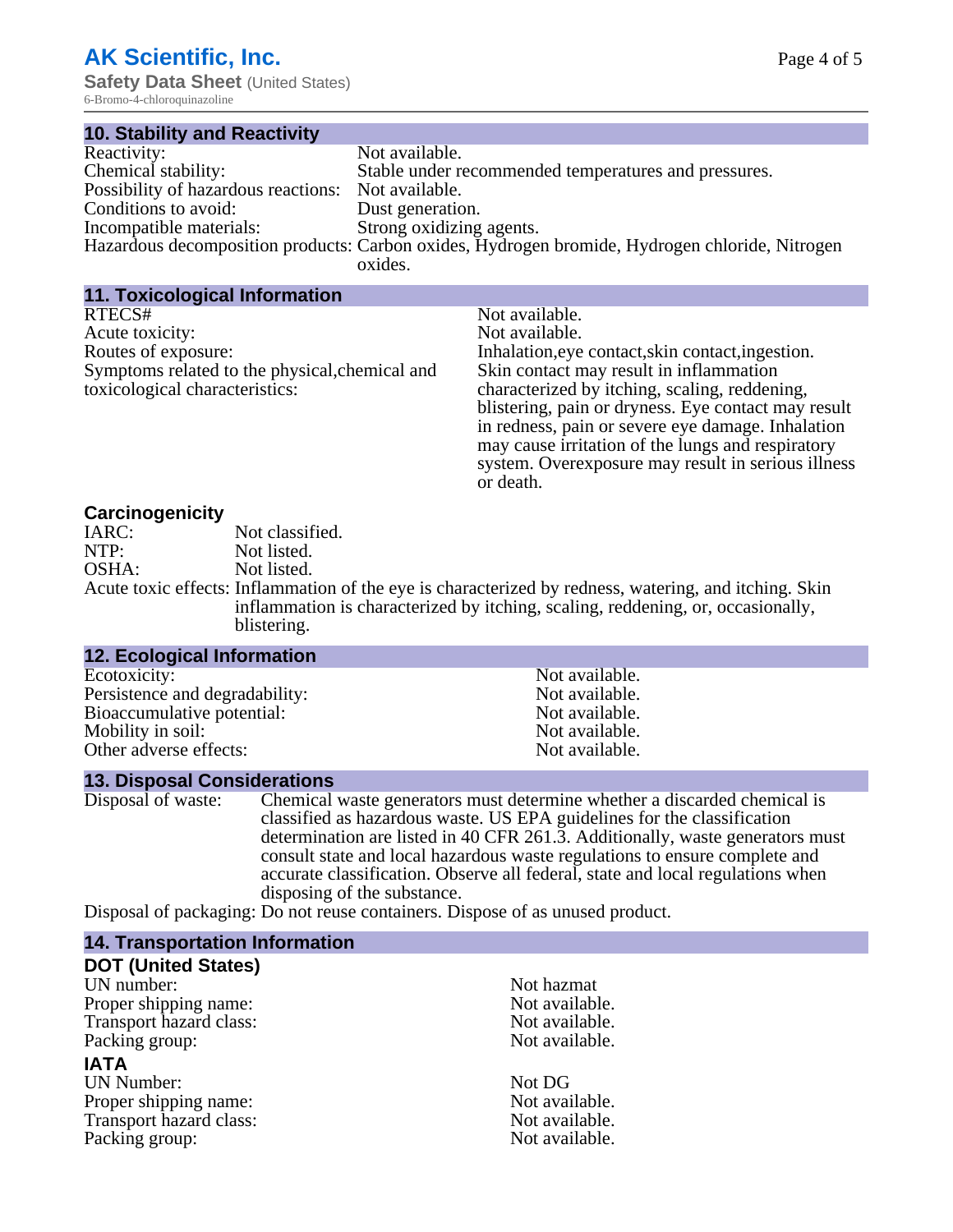## 10. Stability and Reactivity

| | |
|---|---|
| Reactivity: | Not available. |
| Chemical stability: | Stable under recommended temperatures and pressures. |
| Possibility of hazardous reactions: | Not available. |
| Conditions to avoid: | Dust generation. |
| Incompatible materials: | Strong oxidizing agents. |
| Hazardous decomposition products: | Carbon oxides, Hydrogen bromide, Hydrogen chloride, Nitrogen oxides. |

## 11. Toxicological Information

| | |
|---|---|
| RTECS# | Not available. |
| Acute toxicity: | Not available. |
| Routes of exposure: | Inhalation,eye contact,skin contact,ingestion. |
| Symptoms related to the physical,chemical and toxicological characteristics: | Skin contact may result in inflammation characterized by itching, scaling, reddening, blistering, pain or dryness. Eye contact may result in redness, pain or severe eye damage. Inhalation may cause irritation of the lungs and respiratory system. Overexposure may result in serious illness or death. |

### Carcinogenicity

| | |
|---|---|
| IARC: | Not classified. |
| NTP: | Not listed. |
| OSHA: | Not listed. |
| Acute toxic effects: | Inflammation of the eye is characterized by redness, watering, and itching. Skin inflammation is characterized by itching, scaling, reddening, or, occasionally, blistering. |

## 12. Ecological Information

| | |
|---|---|
| Ecotoxicity: | Not available. |
| Persistence and degradability: | Not available. |
| Bioaccumulative potential: | Not available. |
| Mobility in soil: | Not available. |
| Other adverse effects: | Not available. |

## 13. Disposal Considerations

| | |
|---|---|
| Disposal of waste: | Chemical waste generators must determine whether a discarded chemical is classified as hazardous waste. US EPA guidelines for the classification determination are listed in 40 CFR 261.3. Additionally, waste generators must consult state and local hazardous waste regulations to ensure complete and accurate classification. Observe all federal, state and local regulations when disposing of the substance. |
| Disposal of packaging: | Do not reuse containers. Dispose of as unused product. |

## 14. Transportation Information

### DOT (United States)

| | |
|---|---|
| UN number: | Not hazmat |
| Proper shipping name: | Not available. |
| Transport hazard class: | Not available. |
| Packing group: | Not available. |

### IATA

| | |
|---|---|
| UN Number: | Not DG |
| Proper shipping name: | Not available. |
| Transport hazard class: | Not available. |
| Packing group: | Not available. |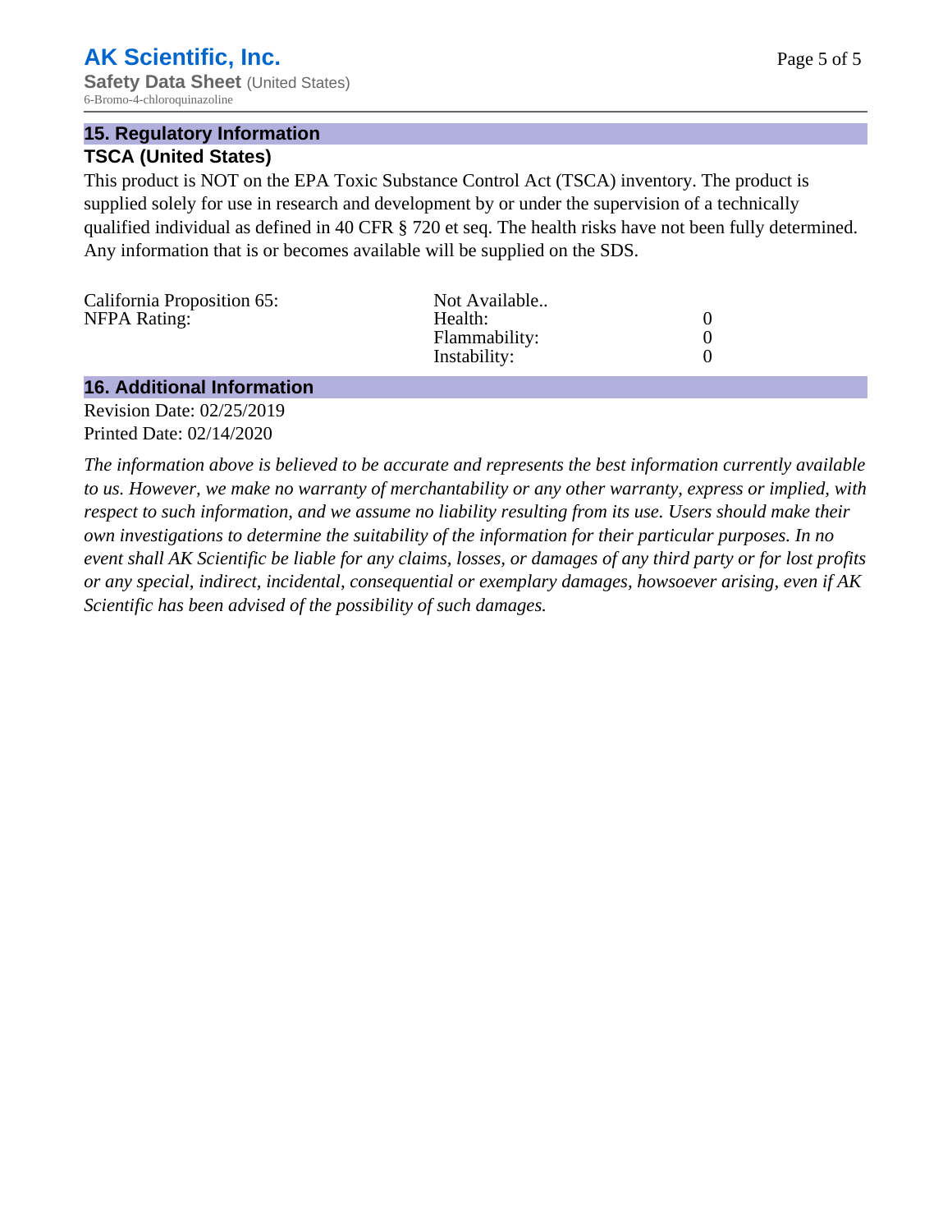## 15. Regulatory Information

### TSCA (United States)

This product is NOT on the EPA Toxic Substance Control Act (TSCA) inventory. The product is supplied solely for use in research and development by or under the supervision of a technically qualified individual as defined in 40 CFR § 720 et seq. The health risks have not been fully determined. Any information that is or becomes available will be supplied on the SDS.

| | | |
|---|---|---|
| California Proposition 65: | Not Available.. | |
| NFPA Rating: | Health: | 0 |
| | Flammability: | 0 |
| | Instability: | 0 |

## 16. Additional Information

Revision Date: 02/25/2019
Printed Date: 02/14/2020

*The information above is believed to be accurate and represents the best information currently available to us. However, we make no warranty of merchantability or any other warranty, express or implied, with respect to such information, and we assume no liability resulting from its use. Users should make their own investigations to determine the suitability of the information for their particular purposes. In no event shall AK Scientific be liable for any claims, losses, or damages of any third party or for lost profits or any special, indirect, incidental, consequential or exemplary damages, howsoever arising, even if AK Scientific has been advised of the possibility of such damages.*